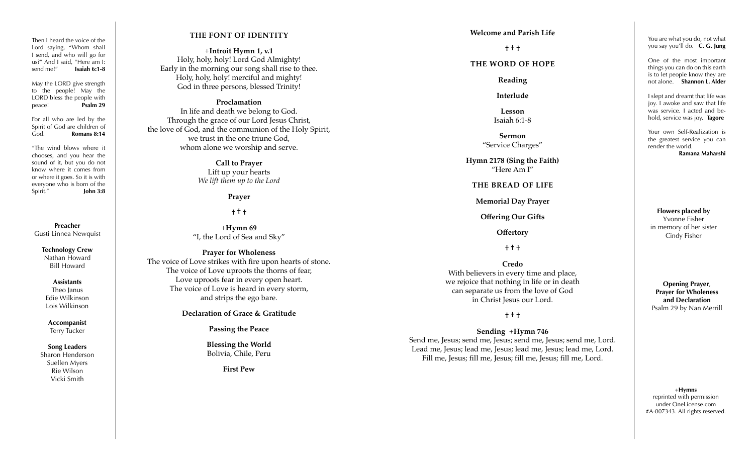Then I heard the voice of the Lord saying, "Whom shall I send, and who will go for us?" And I said, "Here am I: send me!" **Isaiah 6:1-8**

May the LORD give strength to the people! May the LORD bless the people with peace! **Psalm 29**

For all who are led by the Spirit of God are children of God. **Romans 8:14**

"The wind blows where it chooses, and you hear the sound of it, but you do not know where it comes from or where it goes. So it is with everyone who is born of the Spirit." **John 3:8**

**Preacher**
Gusti Linnea Newquist

**Technology Crew**
Nathan Howard
Bill Howard

**Assistants**
Theo Janus
Edie Wilkinson
Lois Wilkinson

**Accompanist**
Terry Tucker

**Song Leaders**
Sharon Henderson
Suellen Myers
Rie Wilson
Vicki Smith

## THE FONT OF IDENTITY

+**Introit Hymn 1, v.1**
Holy, holy, holy! Lord God Almighty!
Early in the morning our song shall rise to thee.
Holy, holy, holy! merciful and mighty!
God in three persons, blessed Trinity!

**Proclamation**
In life and death we belong to God.
Through the grace of our Lord Jesus Christ,
the love of God, and the communion of the Holy Spirit,
we trust in the one triune God,
whom alone we worship and serve.

**Call to Prayer**
Lift up your hearts
*We lift them up to the Lord*

**Prayer**

† † †

+**Hymn 69**
"I, the Lord of Sea and Sky"

**Prayer for Wholeness**
The voice of Love strikes with fire upon hearts of stone.
The voice of Love uproots the thorns of fear,
Love uproots fear in every open heart.
The voice of Love is heard in every storm,
and strips the ego bare.

**Declaration of Grace & Gratitude**

**Passing the Peace**

**Blessing the World**
Bolivia, Chile, Peru

**First Pew**

**Welcome and Parish Life**

† † †

## THE WORD OF HOPE

**Reading**

**Interlude**

**Lesson**
Isaiah 6:1-8

**Sermon**
"Service Charges"

**Hymn 2178 (Sing the Faith)**
"Here Am I"

## THE BREAD OF LIFE

**Memorial Day Prayer**

**Offering Our Gifts**

**Offertory**

† † †

**Credo**
With believers in every time and place,
we rejoice that nothing in life or in death
can separate us from the love of God
in Christ Jesus our Lord.

† † †

**Sending** +**Hymn 746**
Send me, Jesus; send me, Jesus; send me, Jesus; send me, Lord.
Lead me, Jesus; lead me, Jesus; lead me, Jesus; lead me, Lord.
Fill me, Jesus; fill me, Jesus; fill me, Jesus; fill me, Lord.

You are what you do, not what you say you'll do. **C. G. Jung**

One of the most important things you can do on this earth is to let people know they are not alone. **Shannon L. Alder**

I slept and dreamt that life was joy. I awoke and saw that life was service. I acted and behold, service was joy. **Tagore**

Your own Self-Realization is the greatest service you can render the world.
**Ramana Maharshi**

**Flowers placed by**
Yvonne Fisher
in memory of her sister
Cindy Fisher

**Opening Prayer**, **Prayer for Wholeness and Declaration**
Psalm 29 by Nan Merrill

+**Hymns**
reprinted with permission under OneLicense.com #A-007343. All rights reserved.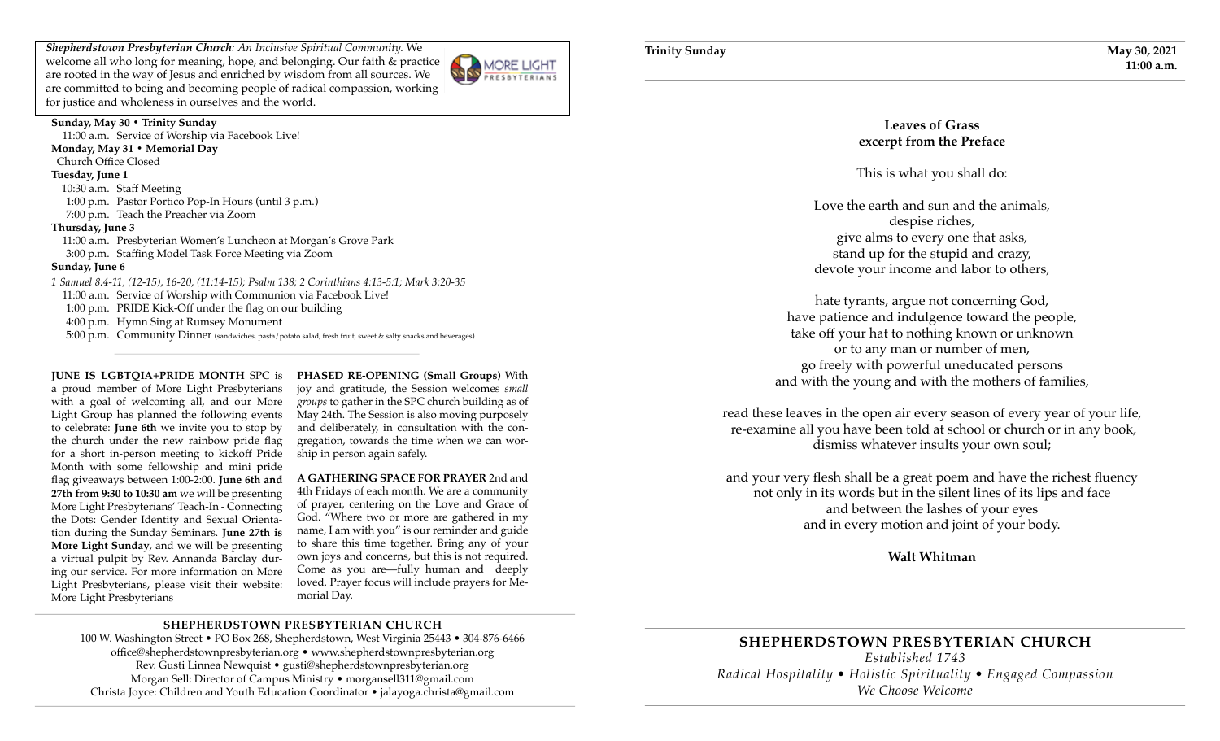*Shepherdstown Presbyterian Church: An Inclusive Spiritual Community.* We welcome all who long for meaning, hope, and belonging. Our faith & practice are rooted in the way of Jesus and enriched by wisdom from all sources. We are committed to being and becoming people of radical compassion, working for justice and wholeness in ourselves and the world.

MORE LIGHT PRESBYTERIANS

**Sunday, May 30 • Trinity Sunday**
11:00 a.m. Service of Worship via Facebook Live!
**Monday, May 31 • Memorial Day**
Church Office Closed
**Tuesday, June 1**
10:30 a.m. Staff Meeting
1:00 p.m. Pastor Portico Pop-In Hours (until 3 p.m.)
7:00 p.m. Teach the Preacher via Zoom
**Thursday, June 3**
11:00 a.m. Presbyterian Women's Luncheon at Morgan's Grove Park
3:00 p.m. Staffing Model Task Force Meeting via Zoom
**Sunday, June 6**
*1 Samuel 8:4-11, (12-15), 16-20, (11:14-15); Psalm 138; 2 Corinthians 4:13-5:1; Mark 3:20-35*
11:00 a.m. Service of Worship with Communion via Facebook Live!
1:00 p.m. PRIDE Kick-Off under the flag on our building
4:00 p.m. Hymn Sing at Rumsey Monument
5:00 p.m. Community Dinner (sandwiches, pasta/potato salad, fresh fruit, sweet & salty snacks and beverages)

**JUNE IS LGBTQIA+PRIDE MONTH** SPC is a proud member of More Light Presbyterians with a goal of welcoming all, and our More Light Group has planned the following events to celebrate: **June 6th** we invite you to stop by the church under the new rainbow pride flag for a short in-person meeting to kickoff Pride Month with some fellowship and mini pride flag giveaways between 1:00-2:00. **June 6th and 27th from 9:30 to 10:30 am** we will be presenting More Light Presbyterians' Teach-In - Connecting the Dots: Gender Identity and Sexual Orientation during the Sunday Seminars. **June 27th is More Light Sunday**, and we will be presenting a virtual pulpit by Rev. Annanda Barclay during our service. For more information on More Light Presbyterians, please visit their website: More Light Presbyterians

**PHASED RE-OPENING (Small Groups)** With joy and gratitude, the Session welcomes *small groups* to gather in the SPC church building as of May 24th. The Session is also moving purposely and deliberately, in consultation with the congregation, towards the time when we can worship in person again safely.

**A GATHERING SPACE FOR PRAYER** 2nd and 4th Fridays of each month. We are a community of prayer, centering on the Love and Grace of God. "Where two or more are gathered in my name, I am with you" is our reminder and guide to share this time together. Bring any of your own joys and concerns, but this is not required. Come as you are—fully human and deeply loved. Prayer focus will include prayers for Memorial Day.

**SHEPHERDSTOWN PRESBYTERIAN CHURCH**
100 W. Washington Street • PO Box 268, Shepherdstown, West Virginia 25443 • 304-876-6466
office@shepherdstownpresbyterian.org • www.shepherdstownpresbyterian.org
Rev. Gusti Linnea Newquist • gusti@shepherdstownpresbyterian.org
Morgan Sell: Director of Campus Ministry • morgansell311@gmail.com
Christa Joyce: Children and Youth Education Coordinator • jalayoga.christa@gmail.com

**Trinity Sunday** **May 30, 2021**
**11:00 a.m.**

**Leaves of Grass**
**excerpt from the Preface**

This is what you shall do:

Love the earth and sun and the animals,
despise riches,
give alms to every one that asks,
stand up for the stupid and crazy,
devote your income and labor to others,

hate tyrants, argue not concerning God,
have patience and indulgence toward the people,
take off your hat to nothing known or unknown
or to any man or number of men,
go freely with powerful uneducated persons
and with the young and with the mothers of families,

read these leaves in the open air every season of every year of your life,
re-examine all you have been told at school or church or in any book,
dismiss whatever insults your own soul;

and your very flesh shall be a great poem and have the richest fluency
not only in its words but in the silent lines of its lips and face
and between the lashes of your eyes
and in every motion and joint of your body.

**Walt Whitman**

**SHEPHERDSTOWN PRESBYTERIAN CHURCH**
*Established 1743*
*Radical Hospitality • Holistic Spirituality • Engaged Compassion*
*We Choose Welcome*